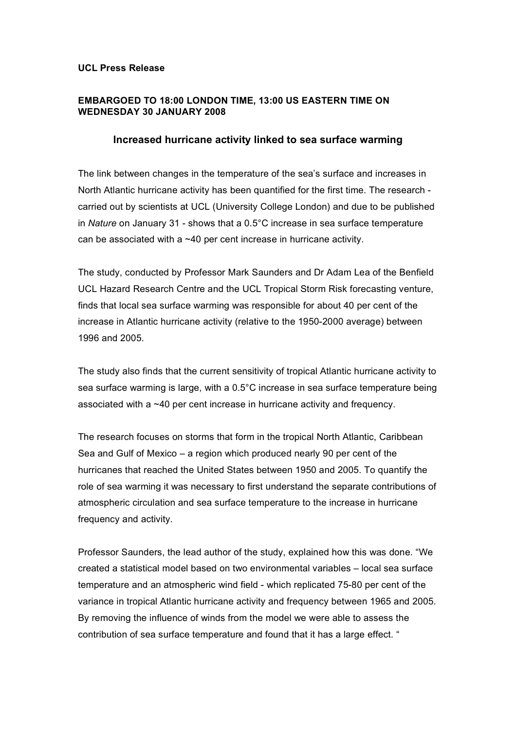**UCL Press Release**

**EMBARGOED TO 18:00 LONDON TIME, 13:00 US EASTERN TIME ON WEDNESDAY 30 JANUARY 2008**

## Increased hurricane activity linked to sea surface warming

The link between changes in the temperature of the sea's surface and increases in North Atlantic hurricane activity has been quantified for the first time. The research - carried out by scientists at UCL (University College London) and due to be published in *Nature* on January 31 - shows that a 0.5°C increase in sea surface temperature can be associated with a ~40 per cent increase in hurricane activity.

The study, conducted by Professor Mark Saunders and Dr Adam Lea of the Benfield UCL Hazard Research Centre and the UCL Tropical Storm Risk forecasting venture, finds that local sea surface warming was responsible for about 40 per cent of the increase in Atlantic hurricane activity (relative to the 1950-2000 average) between 1996 and 2005.

The study also finds that the current sensitivity of tropical Atlantic hurricane activity to sea surface warming is large, with a 0.5°C increase in sea surface temperature being associated with a ~40 per cent increase in hurricane activity and frequency.

The research focuses on storms that form in the tropical North Atlantic, Caribbean Sea and Gulf of Mexico – a region which produced nearly 90 per cent of the hurricanes that reached the United States between 1950 and 2005. To quantify the role of sea warming it was necessary to first understand the separate contributions of atmospheric circulation and sea surface temperature to the increase in hurricane frequency and activity.

Professor Saunders, the lead author of the study, explained how this was done. "We created a statistical model based on two environmental variables – local sea surface temperature and an atmospheric wind field - which replicated 75-80 per cent of the variance in tropical Atlantic hurricane activity and frequency between 1965 and 2005. By removing the influence of winds from the model we were able to assess the contribution of sea surface temperature and found that it has a large effect. "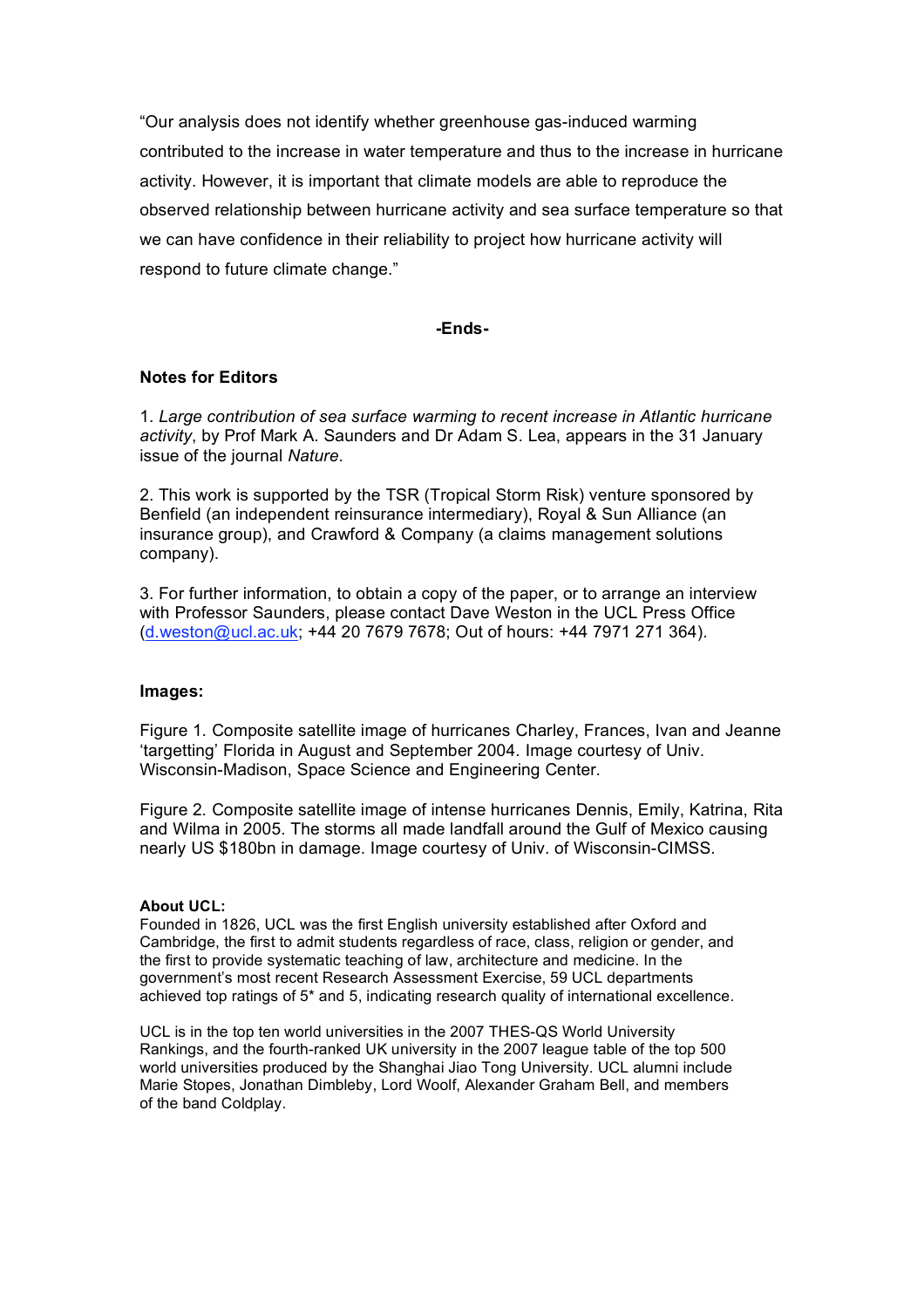"Our analysis does not identify whether greenhouse gas-induced warming contributed to the increase in water temperature and thus to the increase in hurricane activity. However, it is important that climate models are able to reproduce the observed relationship between hurricane activity and sea surface temperature so that we can have confidence in their reliability to project how hurricane activity will respond to future climate change."

**-Ends-**

**Notes for Editors**

1. *Large contribution of sea surface warming to recent increase in Atlantic hurricane activity*, by Prof Mark A. Saunders and Dr Adam S. Lea, appears in the 31 January issue of the journal *Nature*.

2. This work is supported by the TSR (Tropical Storm Risk) venture sponsored by Benfield (an independent reinsurance intermediary), Royal & Sun Alliance (an insurance group), and Crawford & Company (a claims management solutions company).

3. For further information, to obtain a copy of the paper, or to arrange an interview with Professor Saunders, please contact Dave Weston in the UCL Press Office (d.weston@ucl.ac.uk; +44 20 7679 7678; Out of hours: +44 7971 271 364).

**Images:**

Figure 1. Composite satellite image of hurricanes Charley, Frances, Ivan and Jeanne 'targetting' Florida in August and September 2004. Image courtesy of Univ. Wisconsin-Madison, Space Science and Engineering Center.

Figure 2. Composite satellite image of intense hurricanes Dennis, Emily, Katrina, Rita and Wilma in 2005. The storms all made landfall around the Gulf of Mexico causing nearly US $180bn in damage. Image courtesy of Univ. of Wisconsin-CIMSS.

**About UCL:**
Founded in 1826, UCL was the first English university established after Oxford and Cambridge, the first to admit students regardless of race, class, religion or gender, and the first to provide systematic teaching of law, architecture and medicine. In the government's most recent Research Assessment Exercise, 59 UCL departments achieved top ratings of 5* and 5, indicating research quality of international excellence.

UCL is in the top ten world universities in the 2007 THES-QS World University Rankings, and the fourth-ranked UK university in the 2007 league table of the top 500 world universities produced by the Shanghai Jiao Tong University. UCL alumni include Marie Stopes, Jonathan Dimbleby, Lord Woolf, Alexander Graham Bell, and members of the band Coldplay.